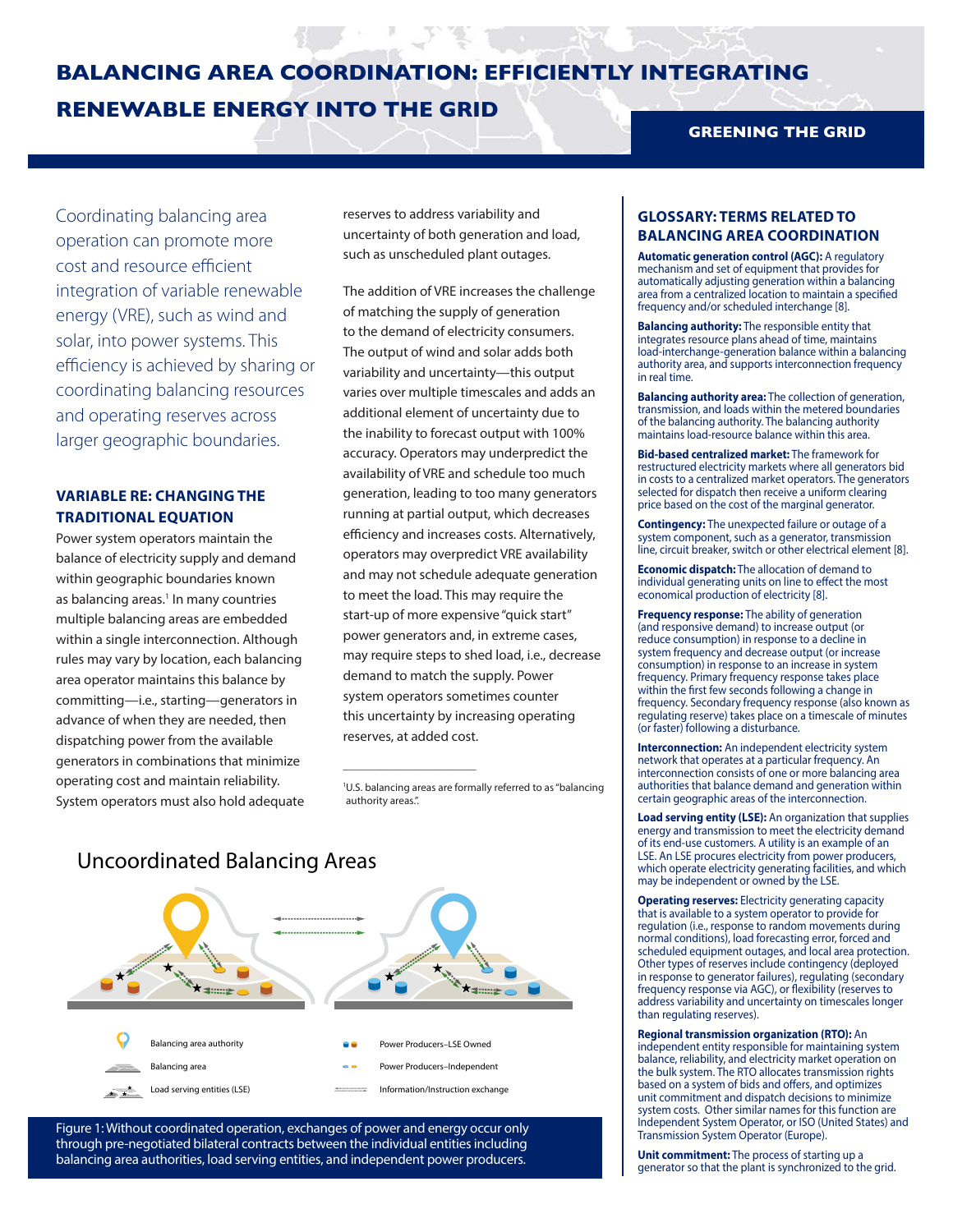# BALANCING AREA COORDINATION: EFFICIENTLY INTEGRATING RENEWABLE ENERGY INTO THE GRID

GREENING THE GRID

Coordinating balancing area operation can promote more cost and resource efficient integration of variable renewable energy (VRE), such as wind and solar, into power systems. This efficiency is achieved by sharing or coordinating balancing resources and operating reserves across larger geographic boundaries.

## VARIABLE RE: CHANGING THE TRADITIONAL EQUATION

Power system operators maintain the balance of electricity supply and demand within geographic boundaries known as balancing areas.[1] In many countries multiple balancing areas are embedded within a single interconnection. Although rules may vary by location, each balancing area operator maintains this balance by committing—i.e., starting—generators in advance of when they are needed, then dispatching power from the available generators in combinations that minimize operating cost and maintain reliability. System operators must also hold adequate reserves to address variability and uncertainty of both generation and load, such as unscheduled plant outages.

The addition of VRE increases the challenge of matching the supply of generation to the demand of electricity consumers. The output of wind and solar adds both variability and uncertainty—this output varies over multiple timescales and adds an additional element of uncertainty due to the inability to forecast output with 100% accuracy. Operators may underpredict the availability of VRE and schedule too much generation, leading to too many generators running at partial output, which decreases efficiency and increases costs. Alternatively, operators may overpredict VRE availability and may not schedule adequate generation to meet the load. This may require the start-up of more expensive "quick start" power generators and, in extreme cases, may require steps to shed load, i.e., decrease demand to match the supply. Power system operators sometimes counter this uncertainty by increasing operating reserves, at added cost.

[1] U.S. balancing areas are formally referred to as "balancing authority areas.".

## Uncoordinated Balancing Areas

- Balancing area authority
- Balancing area
- Load serving entities (LSE)
- Power Producers–LSE Owned
- Power Producers–Independent
- Information/Instruction exchange

Figure 1: Without coordinated operation, exchanges of power and energy occur only through pre-negotiated bilateral contracts between the individual entities including balancing area authorities, load serving entities, and independent power producers.

## GLOSSARY: TERMS RELATED TO BALANCING AREA COORDINATION

**Automatic generation control (AGC):** A regulatory mechanism and set of equipment that provides for automatically adjusting generation within a balancing area from a centralized location to maintain a specified frequency and/or scheduled interchange [8].

**Balancing authority:** The responsible entity that integrates resource plans ahead of time, maintains load-interchange-generation balance within a balancing authority area, and supports interconnection frequency in real time.

**Balancing authority area:** The collection of generation, transmission, and loads within the metered boundaries of the balancing authority. The balancing authority maintains load-resource balance within this area.

**Bid-based centralized market:** The framework for restructured electricity markets where all generators bid in costs to a centralized market operators. The generators selected for dispatch then receive a uniform clearing price based on the cost of the marginal generator.

**Contingency:** The unexpected failure or outage of a system component, such as a generator, transmission line, circuit breaker, switch or other electrical element [8].

**Economic dispatch:** The allocation of demand to individual generating units on line to effect the most economical production of electricity [8].

**Frequency response:** The ability of generation (and responsive demand) to increase output (or reduce consumption) in response to a decline in system frequency and decrease output (or increase consumption) in response to an increase in system frequency. Primary frequency response takes place within the first few seconds following a change in frequency. Secondary frequency response (also known as regulating reserve) takes place on a timescale of minutes (or faster) following a disturbance.

**Interconnection:** An independent electricity system network that operates at a particular frequency. An interconnection consists of one or more balancing area authorities that balance demand and generation within certain geographic areas of the interconnection.

**Load serving entity (LSE):** An organization that supplies energy and transmission to meet the electricity demand of its end-use customers. A utility is an example of an LSE. An LSE procures electricity from power producers, which operate electricity generating facilities, and which may be independent or owned by the LSE.

**Operating reserves:** Electricity generating capacity that is available to a system operator to provide for regulation (i.e., response to random movements during normal conditions), load forecasting error, forced and scheduled equipment outages, and local area protection. Other types of reserves include contingency (deployed in response to generator failures), regulating (secondary frequency response via AGC), or flexibility (reserves to address variability and uncertainty on timescales longer than regulating reserves).

**Regional transmission organization (RTO):** An independent entity responsible for maintaining system balance, reliability, and electricity market operation on the bulk system. The RTO allocates transmission rights based on a system of bids and offers, and optimizes unit commitment and dispatch decisions to minimize system costs. Other similar names for this function are Independent System Operator, or ISO (United States) and Transmission System Operator (Europe).

**Unit commitment:** The process of starting up a generator so that the plant is synchronized to the grid.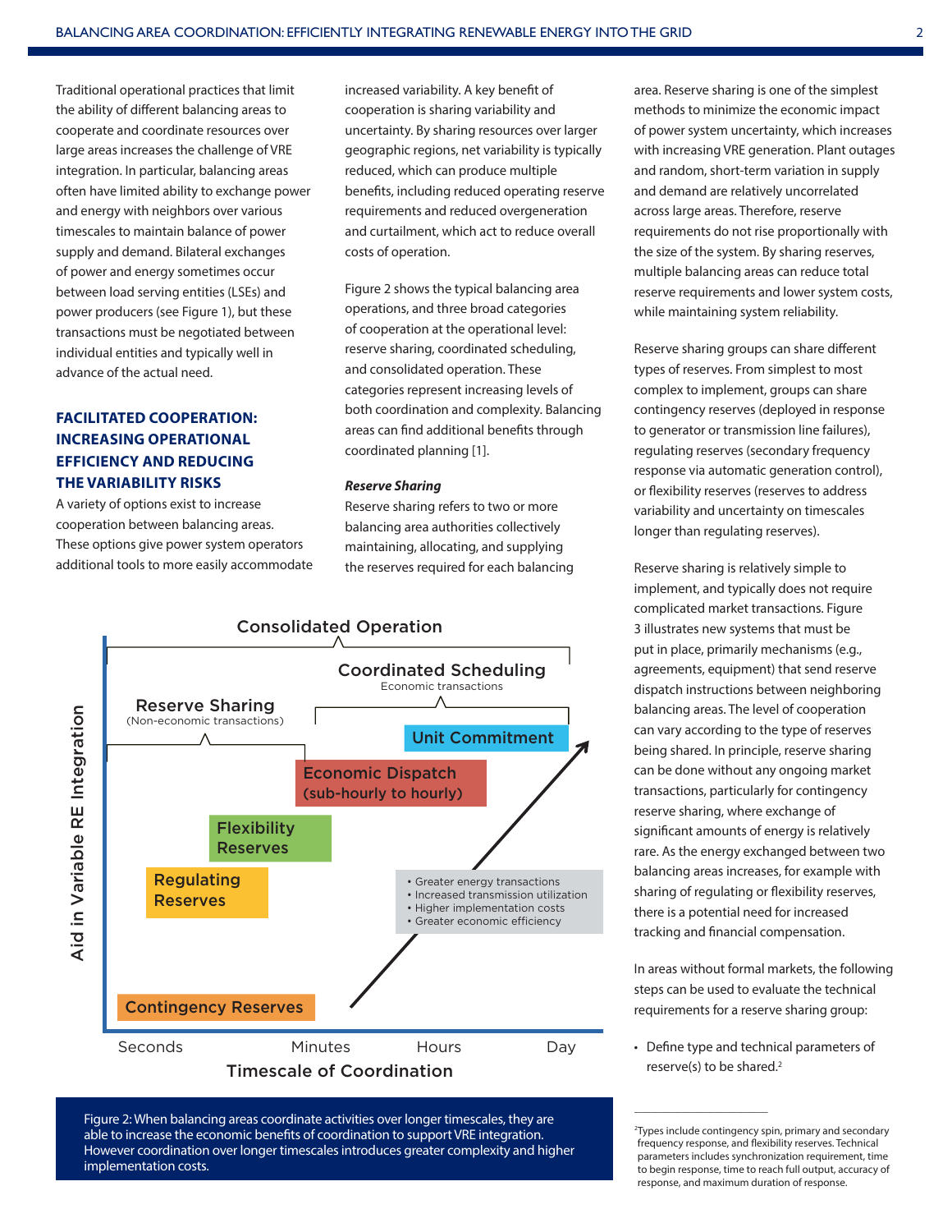Traditional operational practices that limit the ability of different balancing areas to cooperate and coordinate resources over large areas increases the challenge of VRE integration. In particular, balancing areas often have limited ability to exchange power and energy with neighbors over various timescales to maintain balance of power supply and demand. Bilateral exchanges of power and energy sometimes occur between load serving entities (LSEs) and power producers (see Figure 1), but these transactions must be negotiated between individual entities and typically well in advance of the actual need.

## FACILITATED COOPERATION: INCREASING OPERATIONAL EFFICIENCY AND REDUCING THE VARIABILITY RISKS

A variety of options exist to increase cooperation between balancing areas. These options give power system operators additional tools to more easily accommodate increased variability. A key benefit of cooperation is sharing variability and uncertainty. By sharing resources over larger geographic regions, net variability is typically reduced, which can produce multiple benefits, including reduced operating reserve requirements and reduced overgeneration and curtailment, which act to reduce overall costs of operation.

Figure 2 shows the typical balancing area operations, and three broad categories of cooperation at the operational level: reserve sharing, coordinated scheduling, and consolidated operation. These categories represent increasing levels of both coordination and complexity. Balancing areas can find additional benefits through coordinated planning [1].

### *Reserve Sharing*

Reserve sharing refers to two or more balancing area authorities collectively maintaining, allocating, and supplying the reserves required for each balancing area. Reserve sharing is one of the simplest methods to minimize the economic impact of power system uncertainty, which increases with increasing VRE generation. Plant outages and random, short-term variation in supply and demand are relatively uncorrelated across large areas. Therefore, reserve requirements do not rise proportionally with the size of the system. By sharing reserves, multiple balancing areas can reduce total reserve requirements and lower system costs, while maintaining system reliability.

Reserve sharing groups can share different types of reserves. From simplest to most complex to implement, groups can share contingency reserves (deployed in response to generator or transmission line failures), regulating reserves (secondary frequency response via automatic generation control), or flexibility reserves (reserves to address variability and uncertainty on timescales longer than regulating reserves).

Reserve sharing is relatively simple to implement, and typically does not require complicated market transactions. Figure 3 illustrates new systems that must be put in place, primarily mechanisms (e.g., agreements, equipment) that send reserve dispatch instructions between neighboring balancing areas. The level of cooperation can vary according to the type of reserves being shared. In principle, reserve sharing can be done without any ongoing market transactions, particularly for contingency reserve sharing, where exchange of significant amounts of energy is relatively rare. As the energy exchanged between two balancing areas increases, for example with sharing of regulating or flexibility reserves, there is a potential need for increased tracking and financial compensation.

In areas without formal markets, the following steps can be used to evaluate the technical requirements for a reserve sharing group:

- Define type and technical parameters of reserve(s) to be shared.[2]

Figure 2: When balancing areas coordinate activities over longer timescales, they are able to increase the economic benefits of coordination to support VRE integration. However coordination over longer timescales introduces greater complexity and higher implementation costs.

[2] Types include contingency spin, primary and secondary frequency response, and flexibility reserves. Technical parameters includes synchronization requirement, time to begin response, time to reach full output, accuracy of response, and maximum duration of response.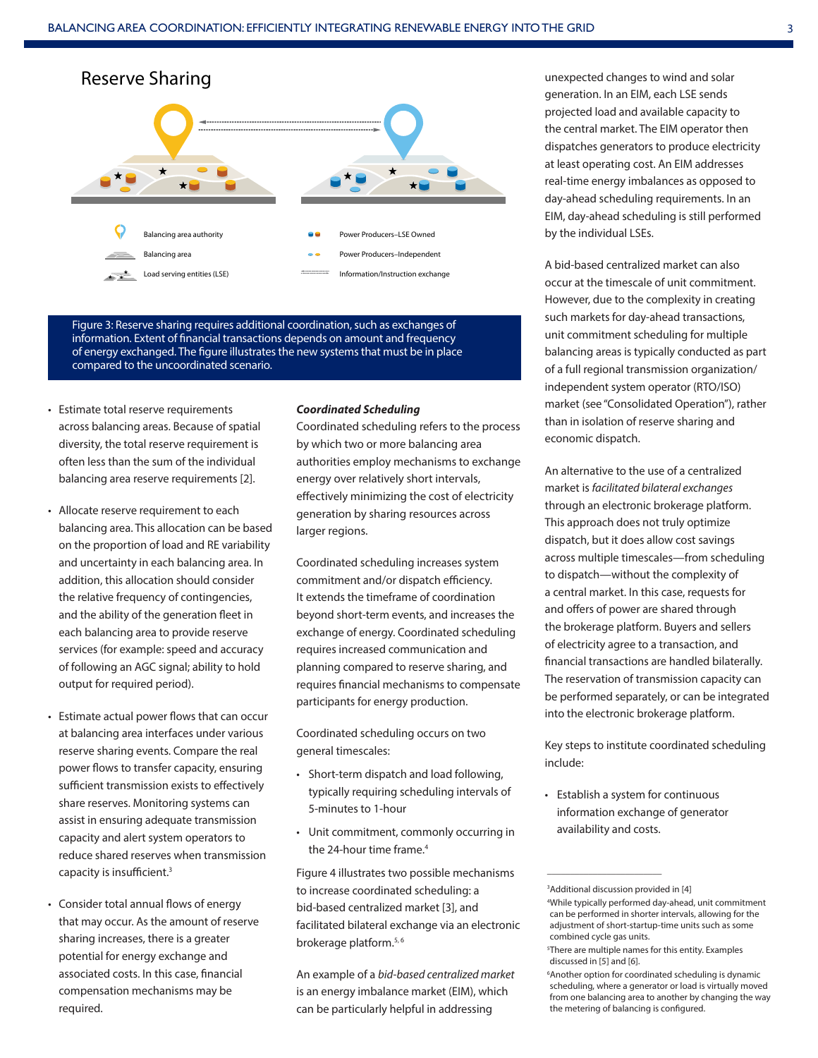## Reserve Sharing

Balancing area authority

Balancing area

Load serving entities (LSE)

Power Producers–LSE Owned

Power Producers–Independent

Information/Instruction exchange

Figure 3: Reserve sharing requires additional coordination, such as exchanges of information. Extent of financial transactions depends on amount and frequency of energy exchanged. The figure illustrates the new systems that must be in place compared to the uncoordinated scenario.

- Estimate total reserve requirements across balancing areas. Because of spatial diversity, the total reserve requirement is often less than the sum of the individual balancing area reserve requirements [2].
- Allocate reserve requirement to each balancing area. This allocation can be based on the proportion of load and RE variability and uncertainty in each balancing area. In addition, this allocation should consider the relative frequency of contingencies, and the ability of the generation fleet in each balancing area to provide reserve services (for example: speed and accuracy of following an AGC signal; ability to hold output for required period).
- Estimate actual power flows that can occur at balancing area interfaces under various reserve sharing events. Compare the real power flows to transfer capacity, ensuring sufficient transmission exists to effectively share reserves. Monitoring systems can assist in ensuring adequate transmission capacity and alert system operators to reduce shared reserves when transmission capacity is insufficient.[3]
- Consider total annual flows of energy that may occur. As the amount of reserve sharing increases, there is a greater potential for energy exchange and associated costs. In this case, financial compensation mechanisms may be required.

### *Coordinated Scheduling*

Coordinated scheduling refers to the process by which two or more balancing area authorities employ mechanisms to exchange energy over relatively short intervals, effectively minimizing the cost of electricity generation by sharing resources across larger regions.

Coordinated scheduling increases system commitment and/or dispatch efficiency. It extends the timeframe of coordination beyond short-term events, and increases the exchange of energy. Coordinated scheduling requires increased communication and planning compared to reserve sharing, and requires financial mechanisms to compensate participants for energy production.

Coordinated scheduling occurs on two general timescales:

- Short-term dispatch and load following, typically requiring scheduling intervals of 5-minutes to 1-hour
- Unit commitment, commonly occurring in the 24-hour time frame.[4]

Figure 4 illustrates two possible mechanisms to increase coordinated scheduling: a bid-based centralized market [3], and facilitated bilateral exchange via an electronic brokerage platform.[5, 6]

An example of a *bid-based centralized market* is an energy imbalance market (EIM), which can be particularly helpful in addressing unexpected changes to wind and solar generation. In an EIM, each LSE sends projected load and available capacity to the central market. The EIM operator then dispatches generators to produce electricity at least operating cost. An EIM addresses real-time energy imbalances as opposed to day-ahead scheduling requirements. In an EIM, day-ahead scheduling is still performed by the individual LSEs.

A bid-based centralized market can also occur at the timescale of unit commitment. However, due to the complexity in creating such markets for day-ahead transactions, unit commitment scheduling for multiple balancing areas is typically conducted as part of a full regional transmission organization/independent system operator (RTO/ISO) market (see "Consolidated Operation"), rather than in isolation of reserve sharing and economic dispatch.

An alternative to the use of a centralized market is *facilitated bilateral exchanges* through an electronic brokerage platform. This approach does not truly optimize dispatch, but it does allow cost savings across multiple timescales—from scheduling to dispatch—without the complexity of a central market. In this case, requests for and offers of power are shared through the brokerage platform. Buyers and sellers of electricity agree to a transaction, and financial transactions are handled bilaterally. The reservation of transmission capacity can be performed separately, or can be integrated into the electronic brokerage platform.

Key steps to institute coordinated scheduling include:

- Establish a system for continuous information exchange of generator availability and costs.

---

[3] Additional discussion provided in [4]

[4] While typically performed day-ahead, unit commitment can be performed in shorter intervals, allowing for the adjustment of short-startup-time units such as some combined cycle gas units.

[5] There are multiple names for this entity. Examples discussed in [5] and [6].

[6] Another option for coordinated scheduling is dynamic scheduling, where a generator or load is virtually moved from one balancing area to another by changing the way the metering of balancing is configured.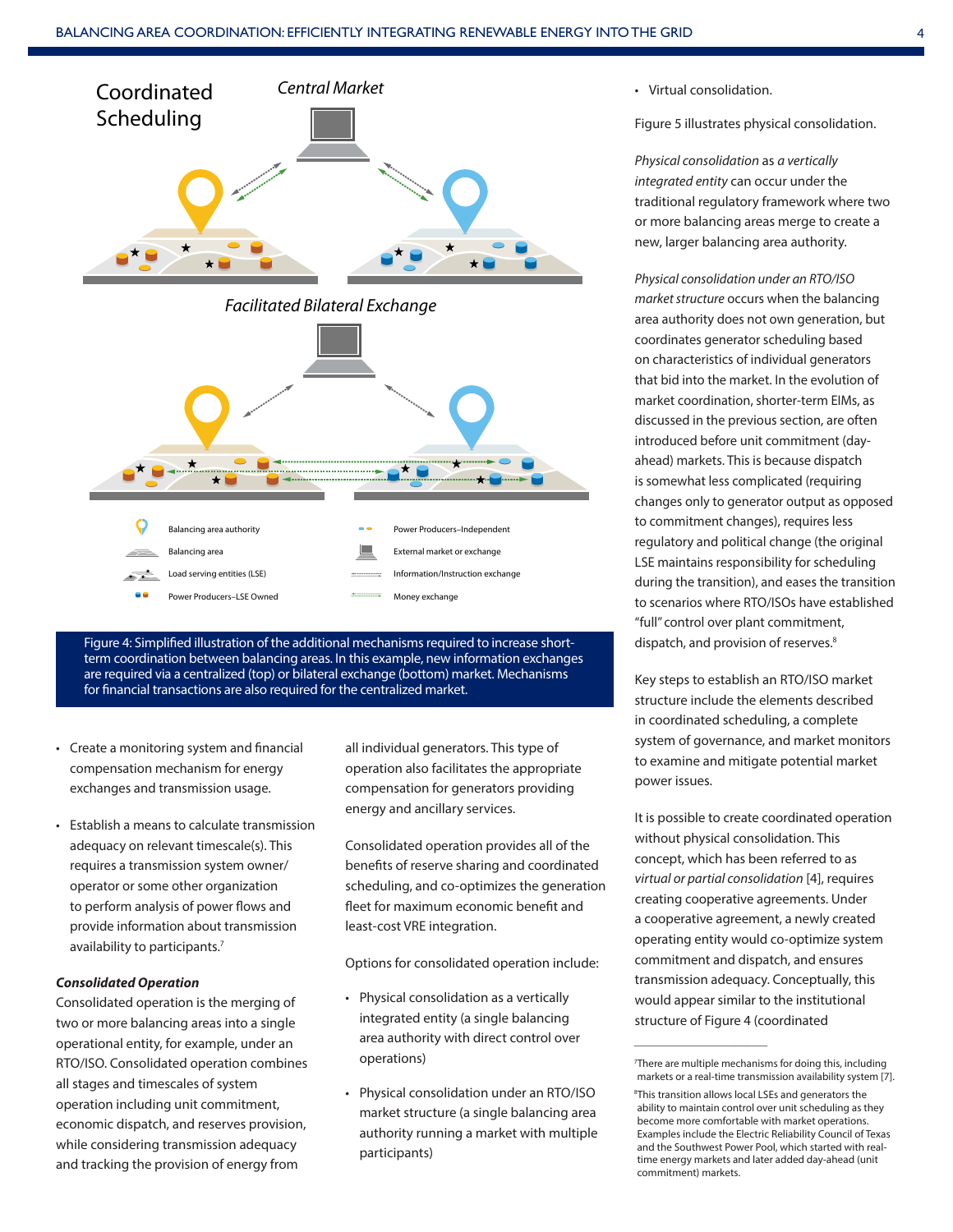Figure 4: Simplified illustration of the additional mechanisms required to increase short-term coordination between balancing areas. In this example, new information exchanges are required via a centralized (top) or bilateral exchange (bottom) market. Mechanisms for financial transactions are also required for the centralized market.

- Create a monitoring system and financial compensation mechanism for energy exchanges and transmission usage.
- Establish a means to calculate transmission adequacy on relevant timescale(s). This requires a transmission system owner/operator or some other organization to perform analysis of power flows and provide information about transmission availability to participants.[7]

***Consolidated Operation***

Consolidated operation is the merging of two or more balancing areas into a single operational entity, for example, under an RTO/ISO. Consolidated operation combines all stages and timescales of system operation including unit commitment, economic dispatch, and reserves provision, while considering transmission adequacy and tracking the provision of energy from all individual generators. This type of operation also facilitates the appropriate compensation for generators providing energy and ancillary services.

Consolidated operation provides all of the benefits of reserve sharing and coordinated scheduling, and co-optimizes the generation fleet for maximum economic benefit and least-cost VRE integration.

Options for consolidated operation include:

- Physical consolidation as a vertically integrated entity (a single balancing area authority with direct control over operations)
- Physical consolidation under an RTO/ISO market structure (a single balancing area authority running a market with multiple participants)
- Virtual consolidation.

Figure 5 illustrates physical consolidation.

*Physical consolidation* as *a vertically integrated entity* can occur under the traditional regulatory framework where two or more balancing areas merge to create a new, larger balancing area authority.

*Physical consolidation under an RTO/ISO market structure* occurs when the balancing area authority does not own generation, but coordinates generator scheduling based on characteristics of individual generators that bid into the market. In the evolution of market coordination, shorter-term EIMs, as discussed in the previous section, are often introduced before unit commitment (day-ahead) markets. This is because dispatch is somewhat less complicated (requiring changes only to generator output as opposed to commitment changes), requires less regulatory and political change (the original LSE maintains responsibility for scheduling during the transition), and eases the transition to scenarios where RTO/ISOs have established "full" control over plant commitment, dispatch, and provision of reserves.[8]

Key steps to establish an RTO/ISO market structure include the elements described in coordinated scheduling, a complete system of governance, and market monitors to examine and mitigate potential market power issues.

It is possible to create coordinated operation without physical consolidation. This concept, which has been referred to as *virtual or partial consolidation* [4], requires creating cooperative agreements. Under a cooperative agreement, a newly created operating entity would co-optimize system commitment and dispatch, and ensures transmission adequacy. Conceptually, this would appear similar to the institutional structure of Figure 4 (coordinated

---

[7] There are multiple mechanisms for doing this, including markets or a real-time transmission availability system [7].

[8] This transition allows local LSEs and generators the ability to maintain control over unit scheduling as they become more comfortable with market operations. Examples include the Electric Reliability Council of Texas and the Southwest Power Pool, which started with real-time energy markets and later added day-ahead (unit commitment) markets.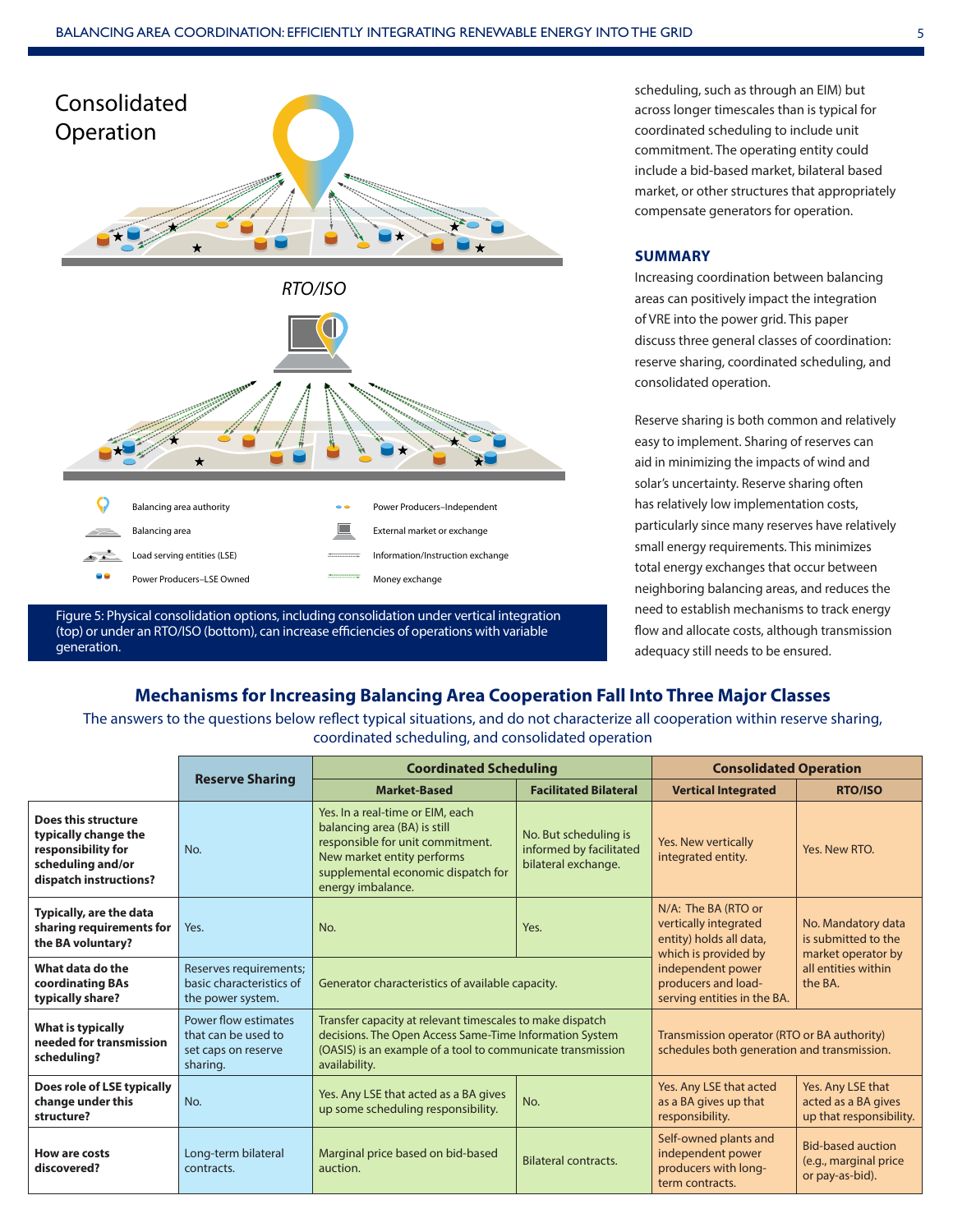Consolidated Operation

*RTO/ISO*

- Balancing area authority
- Balancing area
- Load serving entities (LSE)
- Power Producers–LSE Owned
- Power Producers–Independent
- External market or exchange
- Information/Instruction exchange
- Money exchange

Figure 5: Physical consolidation options, including consolidation under vertical integration (top) or under an RTO/ISO (bottom), can increase efficiencies of operations with variable generation.

scheduling, such as through an EIM) but across longer timescales than is typical for coordinated scheduling to include unit commitment. The operating entity could include a bid-based market, bilateral based market, or other structures that appropriately compensate generators for operation.

## SUMMARY

Increasing coordination between balancing areas can positively impact the integration of VRE into the power grid. This paper discuss three general classes of coordination: reserve sharing, coordinated scheduling, and consolidated operation.

Reserve sharing is both common and relatively easy to implement. Sharing of reserves can aid in minimizing the impacts of wind and solar's uncertainty. Reserve sharing often has relatively low implementation costs, particularly since many reserves have relatively small energy requirements. This minimizes total energy exchanges that occur between neighboring balancing areas, and reduces the need to establish mechanisms to track energy flow and allocate costs, although transmission adequacy still needs to be ensured.

## Mechanisms for Increasing Balancing Area Cooperation Fall Into Three Major Classes

The answers to the questions below reflect typical situations, and do not characterize all cooperation within reserve sharing, coordinated scheduling, and consolidated operation

| | Reserve Sharing | Coordinated Scheduling | | Consolidated Operation | |
|---|---|---|---|---|---|
| | | Market-Based | Facilitated Bilateral | Vertical Integrated | RTO/ISO |
| **Does this structure typically change the responsibility for scheduling and/or dispatch instructions?** | No. | Yes. In a real-time or EIM, each balancing area (BA) is still responsible for unit commitment. New market entity performs supplemental economic dispatch for energy imbalance. | No. But scheduling is informed by facilitated bilateral exchange. | Yes. New vertically integrated entity. | Yes. New RTO. |
| **Typically, are the data sharing requirements for the BA voluntary?** | Yes. | No. | Yes. | N/A: The BA (RTO or vertically integrated entity) holds all data, which is provided by independent power producers and load-serving entities in the BA. | No. Mandatory data is submitted to the market operator by all entities within the BA. |
| **What data do the coordinating BAs typically share?** | Reserves requirements; basic characteristics of the power system. | Generator characteristics of available capacity. | | | |
| **What is typically needed for transmission scheduling?** | Power flow estimates that can be used to set caps on reserve sharing. | Transfer capacity at relevant timescales to make dispatch decisions. The Open Access Same-Time Information System (OASIS) is an example of a tool to communicate transmission availability. | | Transmission operator (RTO or BA authority) schedules both generation and transmission. | |
| **Does role of LSE typically change under this structure?** | No. | Yes. Any LSE that acted as a BA gives up some scheduling responsibility. | No. | Yes. Any LSE that acted as a BA gives up that responsibility. | Yes. Any LSE that acted as a BA gives up that responsibility. |
| **How are costs discovered?** | Long-term bilateral contracts. | Marginal price based on bid-based auction. | Bilateral contracts. | Self-owned plants and independent power producers with long-term contracts. | Bid-based auction (e.g., marginal price or pay-as-bid). |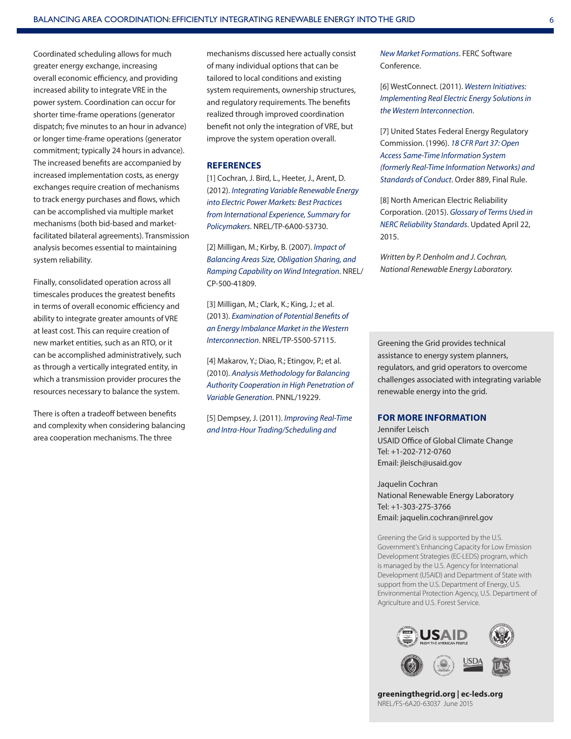Coordinated scheduling allows for much greater energy exchange, increasing overall economic efficiency, and providing increased ability to integrate VRE in the power system. Coordination can occur for shorter time-frame operations (generator dispatch; five minutes to an hour in advance) or longer time-frame operations (generator commitment; typically 24 hours in advance). The increased benefits are accompanied by increased implementation costs, as energy exchanges require creation of mechanisms to track energy purchases and flows, which can be accomplished via multiple market mechanisms (both bid-based and market-facilitated bilateral agreements). Transmission analysis becomes essential to maintaining system reliability.

Finally, consolidated operation across all timescales produces the greatest benefits in terms of overall economic efficiency and ability to integrate greater amounts of VRE at least cost. This can require creation of new market entities, such as an RTO, or it can be accomplished administratively, such as through a vertically integrated entity, in which a transmission provider procures the resources necessary to balance the system.

There is often a tradeoff between benefits and complexity when considering balancing area cooperation mechanisms. The three mechanisms discussed here actually consist of many individual options that can be tailored to local conditions and existing system requirements, ownership structures, and regulatory requirements. The benefits realized through improved coordination benefit not only the integration of VRE, but improve the system operation overall.

## REFERENCES

[1] Cochran, J. Bird, L., Heeter, J., Arent, D. (2012). *Integrating Variable Renewable Energy into Electric Power Markets: Best Practices from International Experience, Summary for Policymakers*. NREL/TP-6A00-53730.

[2] Milligan, M.; Kirby, B. (2007). *Impact of Balancing Areas Size, Obligation Sharing, and Ramping Capability on Wind Integration*. NREL/CP-500-41809.

[3] Milligan, M.; Clark, K.; King, J.; et al. (2013). *Examination of Potential Benefits of an Energy Imbalance Market in the Western Interconnection*. NREL/TP-5500-57115.

[4] Makarov, Y.; Diao, R.; Etingov, P.; et al. (2010). *Analysis Methodology for Balancing Authority Cooperation in High Penetration of Variable Generation*. PNNL/19229.

[5] Dempsey, J. (2011). *Improving Real-Time and Intra-Hour Trading/Scheduling and New Market Formations*. FERC Software Conference.

[6] WestConnect. (2011). *Western Initiatives: Implementing Real Electric Energy Solutions in the Western Interconnection*.

[7] United States Federal Energy Regulatory Commission. (1996). *18 CFR Part 37: Open Access Same-Time Information System (formerly Real-Time Information Networks) and Standards of Conduct*. Order 889, Final Rule.

[8] North American Electric Reliability Corporation. (2015). *Glossary of Terms Used in NERC Reliability Standards*. Updated April 22, 2015.

*Written by P. Denholm and J. Cochran, National Renewable Energy Laboratory.*

Greening the Grid provides technical assistance to energy system planners, regulators, and grid operators to overcome challenges associated with integrating variable renewable energy into the grid.

### FOR MORE INFORMATION

Jennifer Leisch
USAID Office of Global Climate Change
Tel: +1-202-712-0760
Email: jleisch@usaid.gov

Jaquelin Cochran
National Renewable Energy Laboratory
Tel: +1-303-275-3766
Email: jaquelin.cochran@nrel.gov

Greening the Grid is supported by the U.S. Government's Enhancing Capacity for Low Emission Development Strategies (EC-LEDS) program, which is managed by the U.S. Agency for International Development (USAID) and Department of State with support from the U.S. Department of Energy, U.S. Environmental Protection Agency, U.S. Department of Agriculture and U.S. Forest Service.

**greeningthegrid.org | ec-leds.org**
NREL/FS-6A20-63037 June 2015